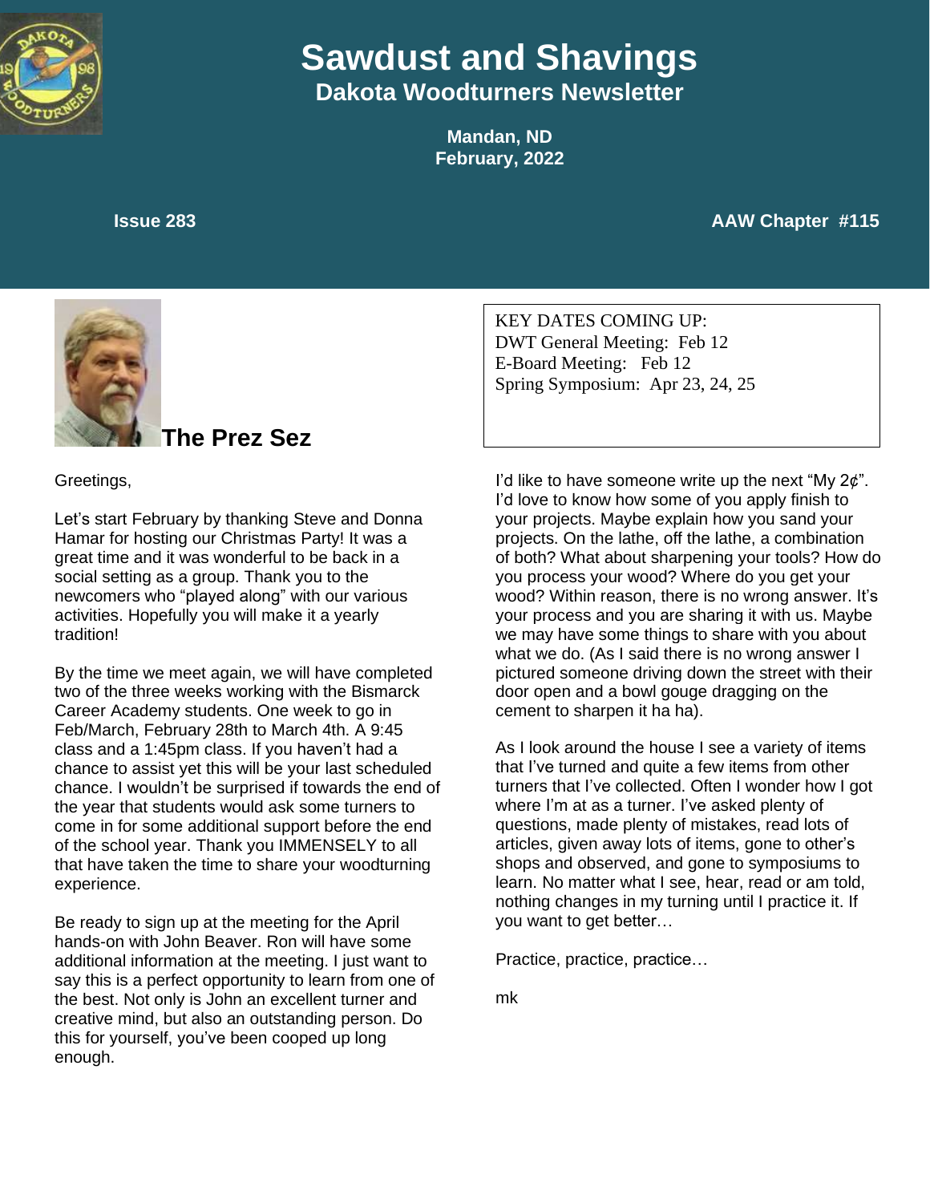# Sawdust and Shavings

## Dakota Woodturners Newsletter

**Mandan, ND**
**February, 2022**

**Issue 283**

**AAW Chapter #115**

KEY DATES COMING UP:
DWT General Meeting: Feb 12
E-Board Meeting: Feb 12
Spring Symposium: Apr 23, 24, 25

## The Prez Sez

Greetings,

Let's start February by thanking Steve and Donna Hamar for hosting our Christmas Party! It was a great time and it was wonderful to be back in a social setting as a group. Thank you to the newcomers who "played along" with our various activities. Hopefully you will make it a yearly tradition!

By the time we meet again, we will have completed two of the three weeks working with the Bismarck Career Academy students. One week to go in Feb/March, February 28th to March 4th. A 9:45 class and a 1:45pm class. If you haven't had a chance to assist yet this will be your last scheduled chance. I wouldn't be surprised if towards the end of the year that students would ask some turners to come in for some additional support before the end of the school year. Thank you IMMENSELY to all that have taken the time to share your woodturning experience.

Be ready to sign up at the meeting for the April hands-on with John Beaver. Ron will have some additional information at the meeting. I just want to say this is a perfect opportunity to learn from one of the best. Not only is John an excellent turner and creative mind, but also an outstanding person. Do this for yourself, you've been cooped up long enough.

I'd like to have someone write up the next "My 2¢". I'd love to know how some of you apply finish to your projects. Maybe explain how you sand your projects. On the lathe, off the lathe, a combination of both? What about sharpening your tools? How do you process your wood? Where do you get your wood? Within reason, there is no wrong answer. It's your process and you are sharing it with us. Maybe we may have some things to share with you about what we do. (As I said there is no wrong answer I pictured someone driving down the street with their door open and a bowl gouge dragging on the cement to sharpen it ha ha).

As I look around the house I see a variety of items that I've turned and quite a few items from other turners that I've collected. Often I wonder how I got where I'm at as a turner. I've asked plenty of questions, made plenty of mistakes, read lots of articles, given away lots of items, gone to other's shops and observed, and gone to symposiums to learn. No matter what I see, hear, read or am told, nothing changes in my turning until I practice it. If you want to get better…

Practice, practice, practice…

mk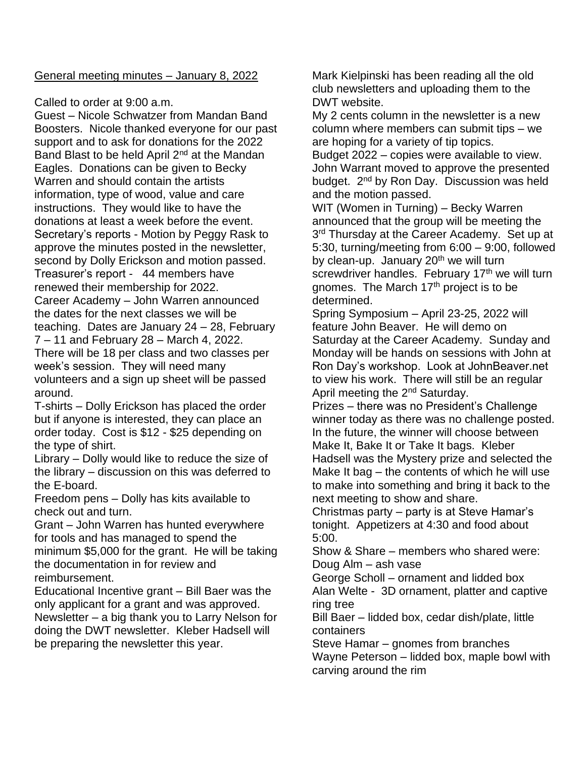General meeting minutes – January 8, 2022

Called to order at 9:00 a.m.

Guest – Nicole Schwatzer from Mandan Band Boosters. Nicole thanked everyone for our past support and to ask for donations for the 2022 Band Blast to be held April 2nd at the Mandan Eagles. Donations can be given to Becky Warren and should contain the artists information, type of wood, value and care instructions. They would like to have the donations at least a week before the event.

Secretary's reports - Motion by Peggy Rask to approve the minutes posted in the newsletter, second by Dolly Erickson and motion passed.

Treasurer's report - 44 members have renewed their membership for 2022.

Career Academy – John Warren announced the dates for the next classes we will be teaching. Dates are January 24 – 28, February 7 – 11 and February 28 – March 4, 2022. There will be 18 per class and two classes per week's session. They will need many volunteers and a sign up sheet will be passed around.

T-shirts – Dolly Erickson has placed the order but if anyone is interested, they can place an order today. Cost is $12 - $25 depending on the type of shirt.

Library – Dolly would like to reduce the size of the library – discussion on this was deferred to the E-board.

Freedom pens – Dolly has kits available to check out and turn.

Grant – John Warren has hunted everywhere for tools and has managed to spend the minimum $5,000 for the grant. He will be taking the documentation in for review and reimbursement.

Educational Incentive grant – Bill Baer was the only applicant for a grant and was approved.

Newsletter – a big thank you to Larry Nelson for doing the DWT newsletter. Kleber Hadsell will be preparing the newsletter this year.

Mark Kielpinski has been reading all the old club newsletters and uploading them to the DWT website.

My 2 cents column in the newsletter is a new column where members can submit tips – we are hoping for a variety of tip topics.

Budget 2022 – copies were available to view. John Warrant moved to approve the presented budget. 2nd by Ron Day. Discussion was held and the motion passed.

WIT (Women in Turning) – Becky Warren announced that the group will be meeting the 3rd Thursday at the Career Academy. Set up at 5:30, turning/meeting from 6:00 – 9:00, followed by clean-up. January 20th we will turn screwdriver handles. February 17th we will turn gnomes. The March 17th project is to be determined.

Spring Symposium – April 23-25, 2022 will feature John Beaver. He will demo on Saturday at the Career Academy. Sunday and Monday will be hands on sessions with John at Ron Day's workshop. Look at JohnBeaver.net to view his work. There will still be an regular April meeting the 2nd Saturday.

Prizes – there was no President's Challenge winner today as there was no challenge posted. In the future, the winner will choose between Make It, Bake It or Take It bags. Kleber Hadsell was the Mystery prize and selected the Make It bag – the contents of which he will use to make into something and bring it back to the next meeting to show and share.

Christmas party – party is at Steve Hamar's tonight. Appetizers at 4:30 and food about 5:00.

Show & Share – members who shared were:

Doug Alm – ash vase

George Scholl – ornament and lidded box

Alan Welte - 3D ornament, platter and captive ring tree

Bill Baer – lidded box, cedar dish/plate, little containers

Steve Hamar – gnomes from branches

Wayne Peterson – lidded box, maple bowl with carving around the rim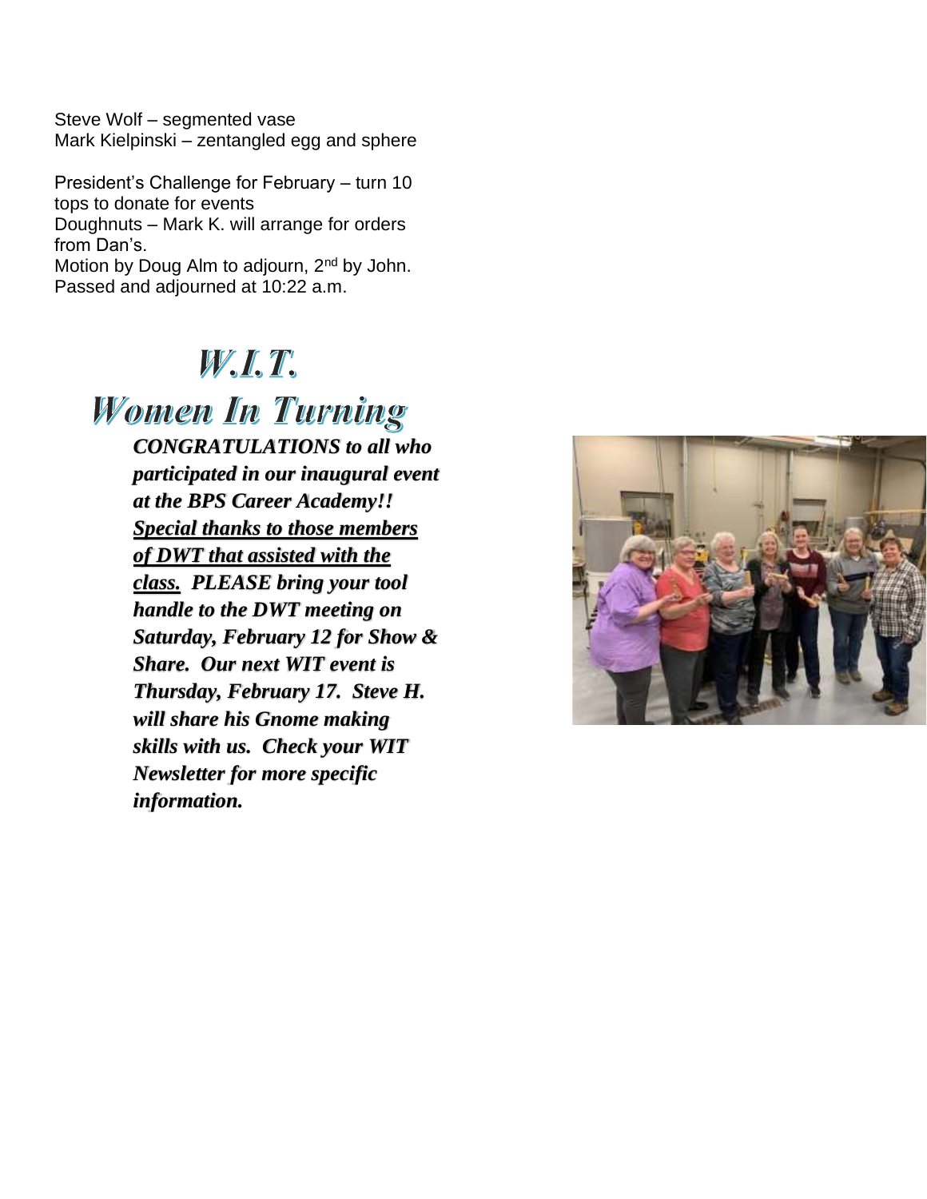Steve Wolf – segmented vase
Mark Kielpinski – zentangled egg and sphere

President's Challenge for February – turn 10 tops to donate for events
Doughnuts – Mark K. will arrange for orders from Dan's.
Motion by Doug Alm to adjourn, 2nd by John. Passed and adjourned at 10:22 a.m.

# W.I.T.
# Women In Turning

***CONGRATULATIONS to all who participated in our inaugural event at the BPS Career Academy!! Special thanks to those members of DWT that assisted with the class. PLEASE bring your tool handle to the DWT meeting on Saturday, February 12 for Show & Share. Our next WIT event is Thursday, February 17. Steve H. will share his Gnome making skills with us. Check your WIT Newsletter for more specific information.***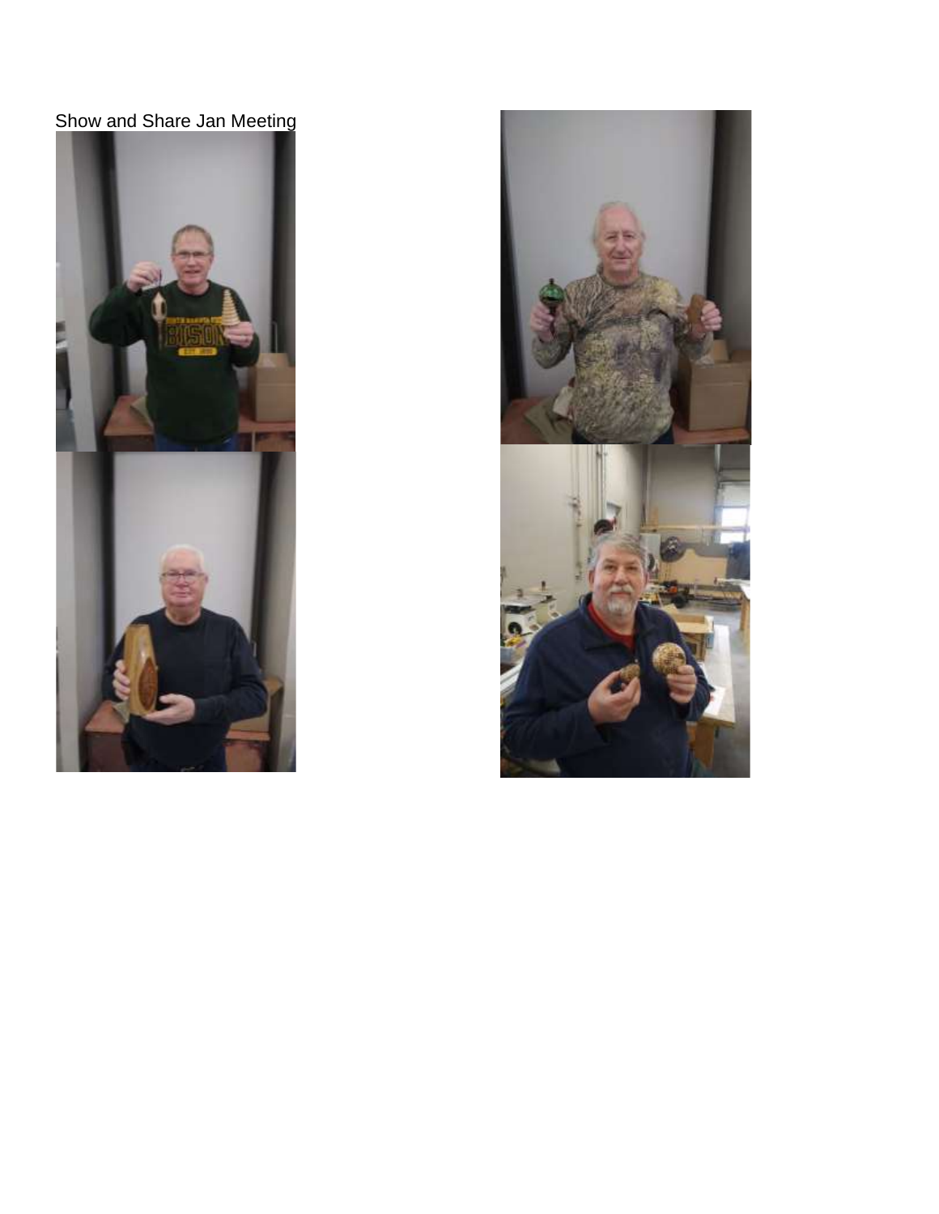Show and Share Jan Meeting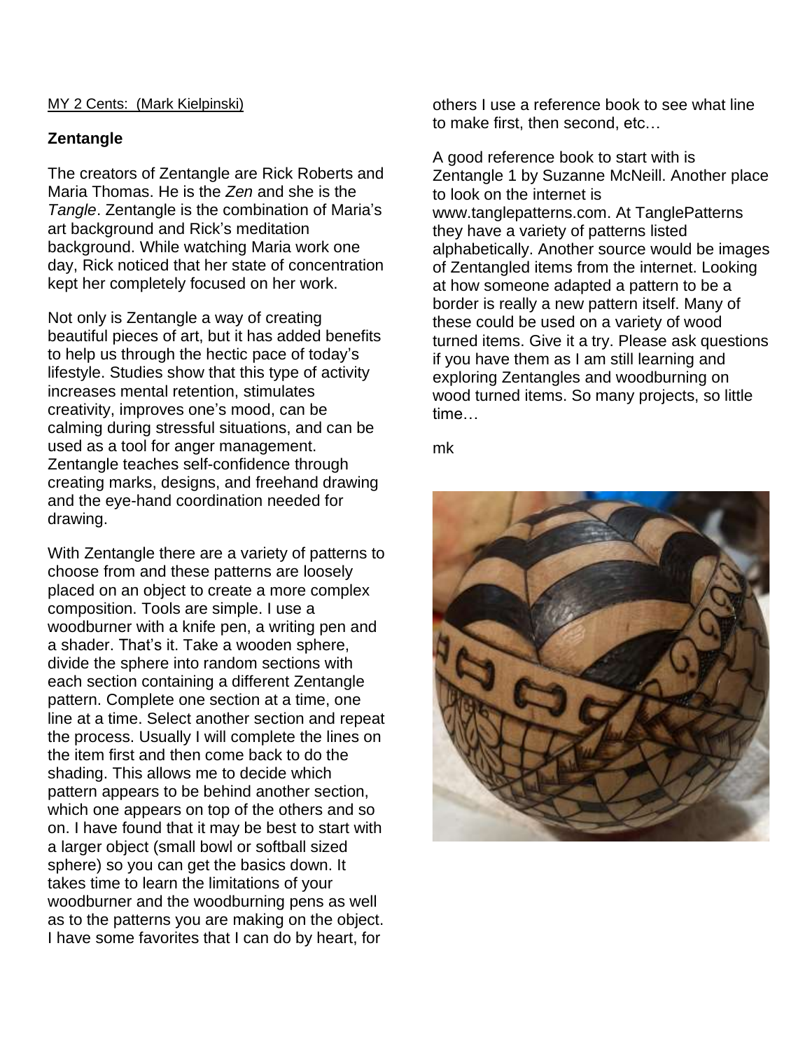MY 2 Cents: (Mark Kielpinski)

## Zentangle

The creators of Zentangle are Rick Roberts and Maria Thomas. He is the *Zen* and she is the *Tangle*. Zentangle is the combination of Maria's art background and Rick's meditation background. While watching Maria work one day, Rick noticed that her state of concentration kept her completely focused on her work.

Not only is Zentangle a way of creating beautiful pieces of art, but it has added benefits to help us through the hectic pace of today's lifestyle. Studies show that this type of activity increases mental retention, stimulates creativity, improves one's mood, can be calming during stressful situations, and can be used as a tool for anger management. Zentangle teaches self-confidence through creating marks, designs, and freehand drawing and the eye-hand coordination needed for drawing.

With Zentangle there are a variety of patterns to choose from and these patterns are loosely placed on an object to create a more complex composition. Tools are simple. I use a woodburner with a knife pen, a writing pen and a shader. That's it. Take a wooden sphere, divide the sphere into random sections with each section containing a different Zentangle pattern. Complete one section at a time, one line at a time. Select another section and repeat the process. Usually I will complete the lines on the item first and then come back to do the shading. This allows me to decide which pattern appears to be behind another section, which one appears on top of the others and so on. I have found that it may be best to start with a larger object (small bowl or softball sized sphere) so you can get the basics down. It takes time to learn the limitations of your woodburner and the woodburning pens as well as to the patterns you are making on the object. I have some favorites that I can do by heart, for others I use a reference book to see what line to make first, then second, etc…

A good reference book to start with is Zentangle 1 by Suzanne McNeill. Another place to look on the internet is www.tanglepatterns.com. At TanglePatterns they have a variety of patterns listed alphabetically. Another source would be images of Zentangled items from the internet. Looking at how someone adapted a pattern to be a border is really a new pattern itself. Many of these could be used on a variety of wood turned items. Give it a try. Please ask questions if you have them as I am still learning and exploring Zentangles and woodburning on wood turned items. So many projects, so little time…

mk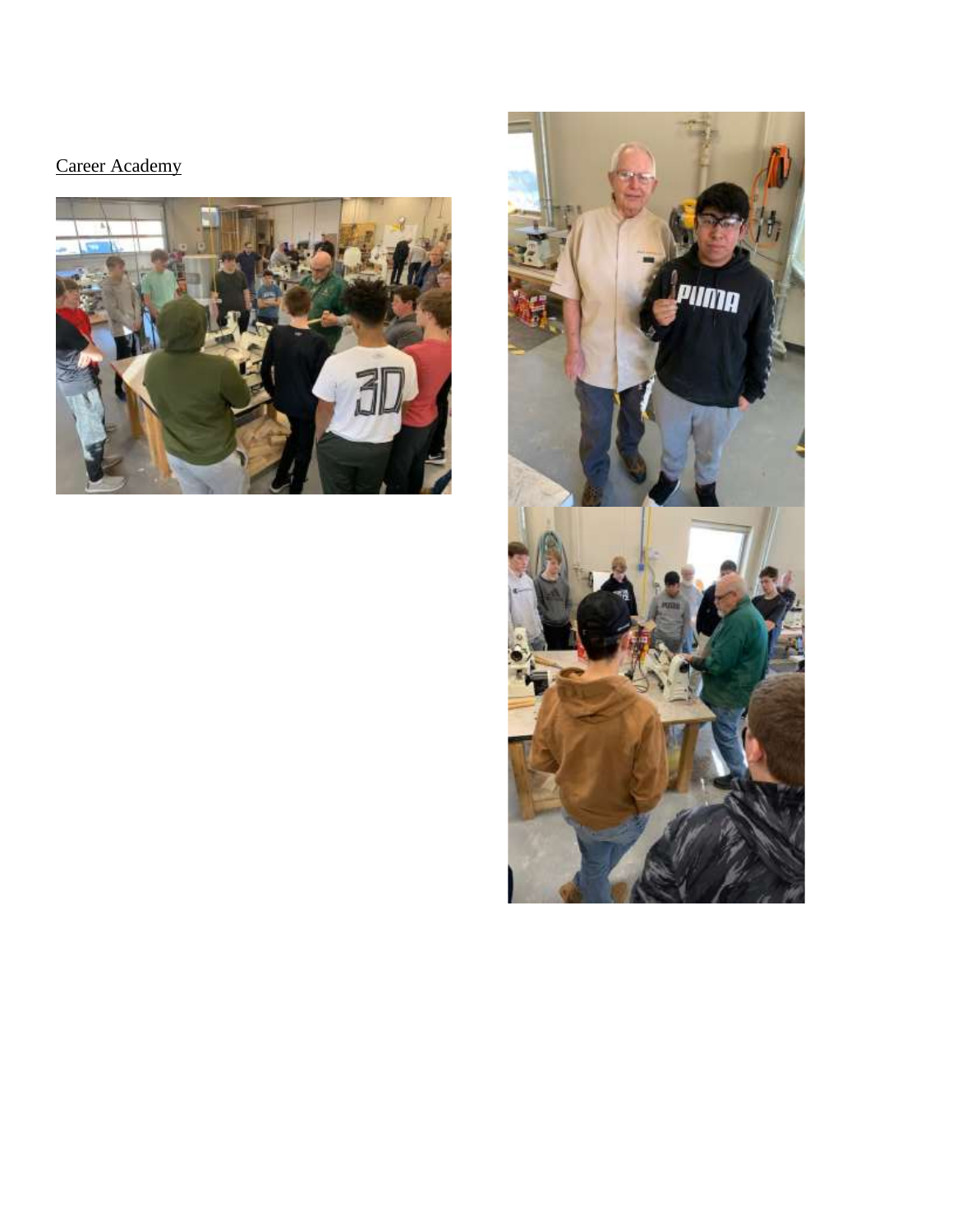Career Academy